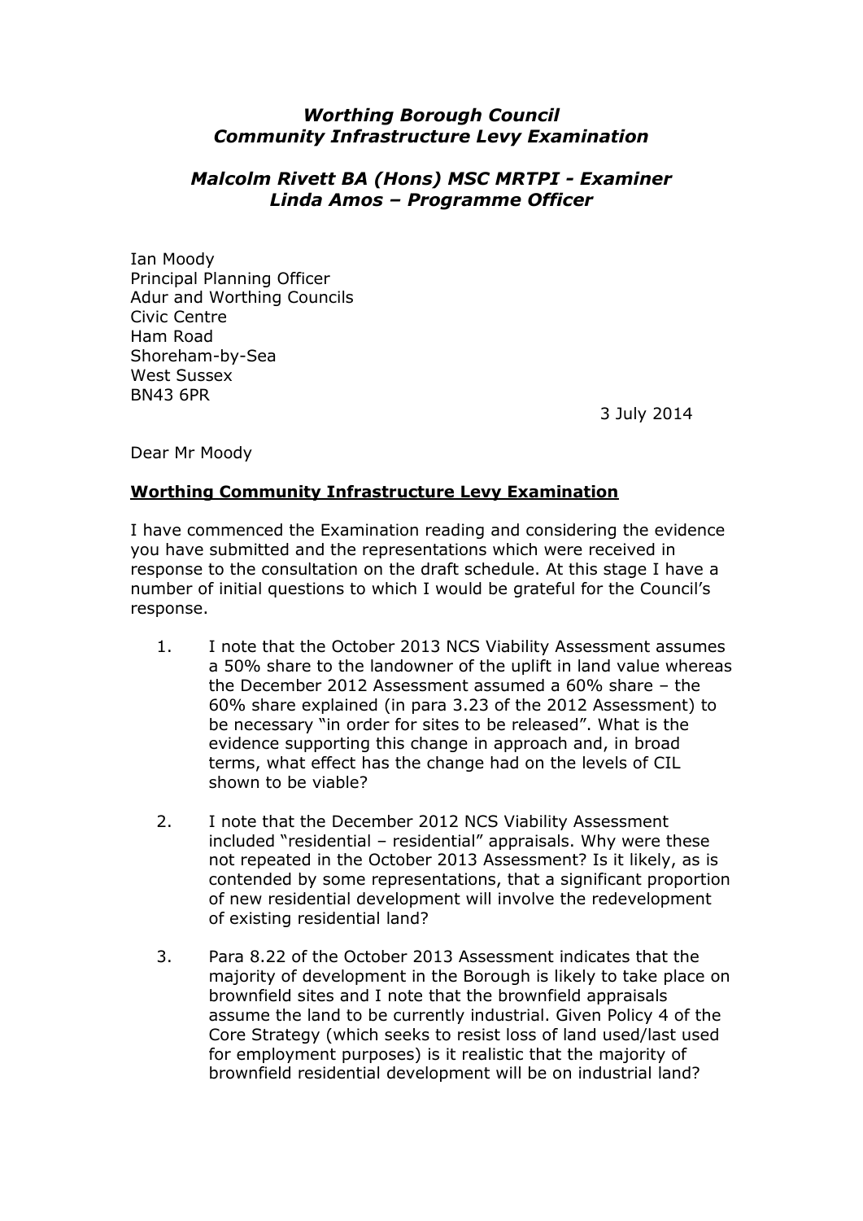***Worthing Borough Council***
***Community Infrastructure Levy Examination***

***Malcolm Rivett BA (Hons) MSC MRTPI - Examiner***
***Linda Amos – Programme Officer***

Ian Moody
Principal Planning Officer
Adur and Worthing Councils
Civic Centre
Ham Road
Shoreham-by-Sea
West Sussex
BN43 6PR

3 July 2014

Dear Mr Moody

**<u>Worthing Community Infrastructure Levy Examination</u>**

I have commenced the Examination reading and considering the evidence you have submitted and the representations which were received in response to the consultation on the draft schedule. At this stage I have a number of initial questions to which I would be grateful for the Council's response.

1. I note that the October 2013 NCS Viability Assessment assumes a 50% share to the landowner of the uplift in land value whereas the December 2012 Assessment assumed a 60% share – the 60% share explained (in para 3.23 of the 2012 Assessment) to be necessary "in order for sites to be released". What is the evidence supporting this change in approach and, in broad terms, what effect has the change had on the levels of CIL shown to be viable?

2. I note that the December 2012 NCS Viability Assessment included "residential – residential" appraisals. Why were these not repeated in the October 2013 Assessment? Is it likely, as is contended by some representations, that a significant proportion of new residential development will involve the redevelopment of existing residential land?

3. Para 8.22 of the October 2013 Assessment indicates that the majority of development in the Borough is likely to take place on brownfield sites and I note that the brownfield appraisals assume the land to be currently industrial. Given Policy 4 of the Core Strategy (which seeks to resist loss of land used/last used for employment purposes) is it realistic that the majority of brownfield residential development will be on industrial land?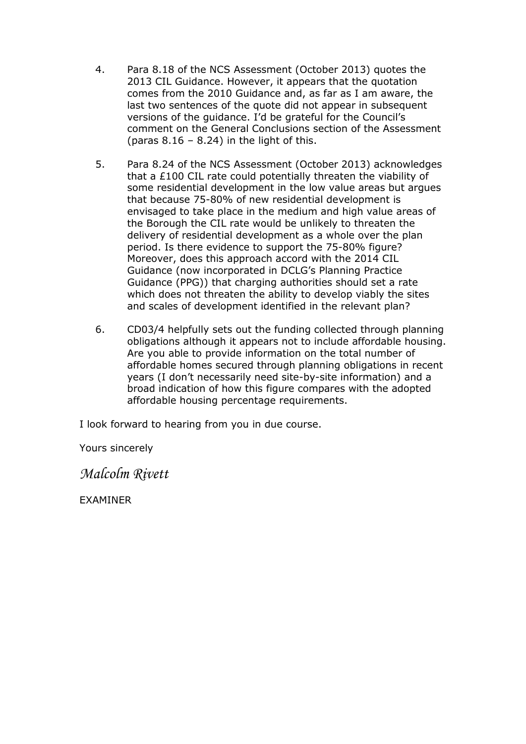4. Para 8.18 of the NCS Assessment (October 2013) quotes the 2013 CIL Guidance. However, it appears that the quotation comes from the 2010 Guidance and, as far as I am aware, the last two sentences of the quote did not appear in subsequent versions of the guidance. I'd be grateful for the Council's comment on the General Conclusions section of the Assessment (paras 8.16 – 8.24) in the light of this.

5. Para 8.24 of the NCS Assessment (October 2013) acknowledges that a £100 CIL rate could potentially threaten the viability of some residential development in the low value areas but argues that because 75-80% of new residential development is envisaged to take place in the medium and high value areas of the Borough the CIL rate would be unlikely to threaten the delivery of residential development as a whole over the plan period. Is there evidence to support the 75-80% figure? Moreover, does this approach accord with the 2014 CIL Guidance (now incorporated in DCLG's Planning Practice Guidance (PPG)) that charging authorities should set a rate which does not threaten the ability to develop viably the sites and scales of development identified in the relevant plan?

6. CD03/4 helpfully sets out the funding collected through planning obligations although it appears not to include affordable housing. Are you able to provide information on the total number of affordable homes secured through planning obligations in recent years (I don't necessarily need site-by-site information) and a broad indication of how this figure compares with the adopted affordable housing percentage requirements.

I look forward to hearing from you in due course.

Yours sincerely

*Malcolm Rivett*

EXAMINER